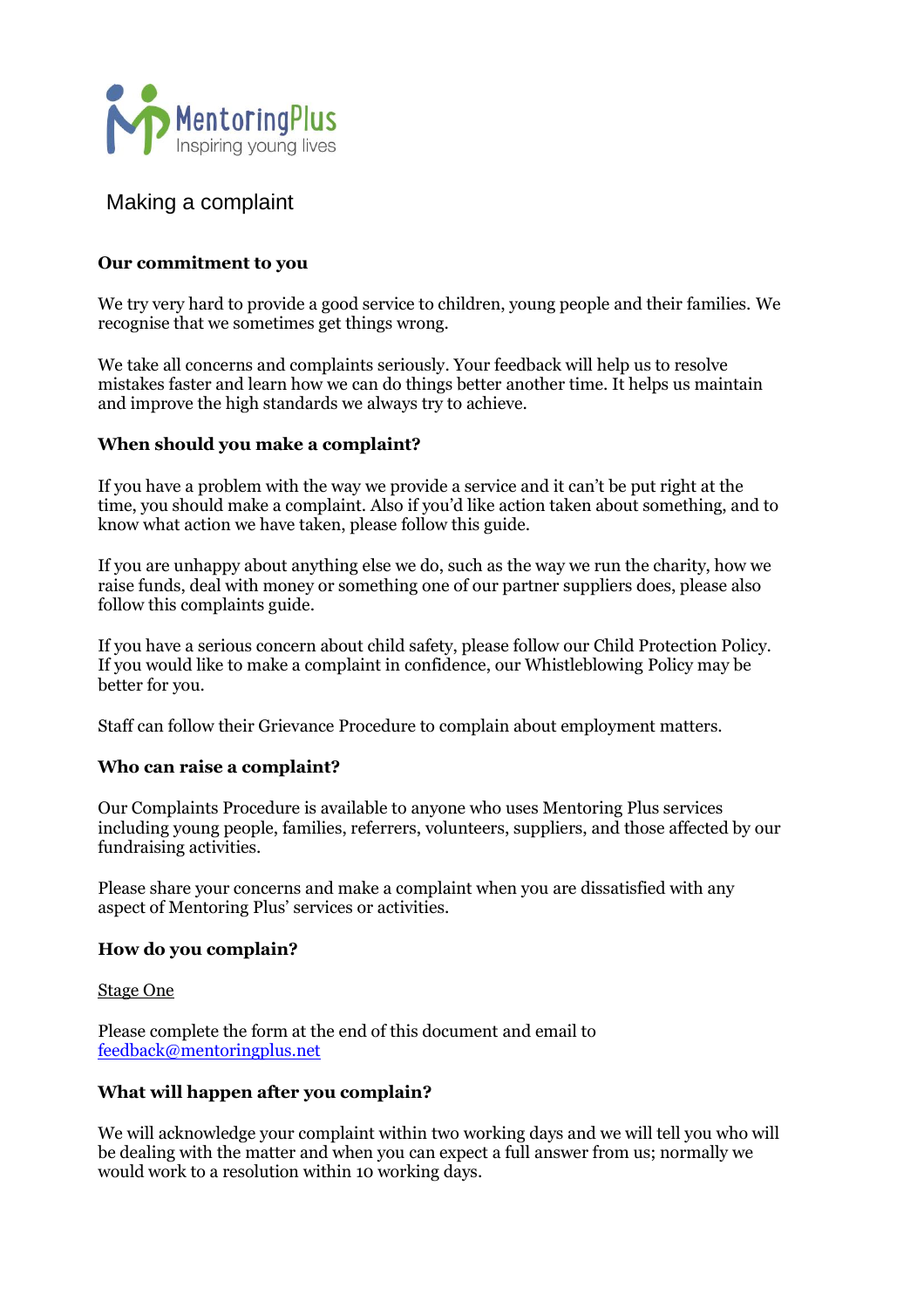MentoringPlus
Inspiring young lives

# Making a complaint

### Our commitment to you

We try very hard to provide a good service to children, young people and their families. We recognise that we sometimes get things wrong.

We take all concerns and complaints seriously. Your feedback will help us to resolve mistakes faster and learn how we can do things better another time. It helps us maintain and improve the high standards we always try to achieve.

### When should you make a complaint?

If you have a problem with the way we provide a service and it can't be put right at the time, you should make a complaint. Also if you'd like action taken about something, and to know what action we have taken, please follow this guide.

If you are unhappy about anything else we do, such as the way we run the charity, how we raise funds, deal with money or something one of our partner suppliers does, please also follow this complaints guide.

If you have a serious concern about child safety, please follow our Child Protection Policy. If you would like to make a complaint in confidence, our Whistleblowing Policy may be better for you.

Staff can follow their Grievance Procedure to complain about employment matters.

### Who can raise a complaint?

Our Complaints Procedure is available to anyone who uses Mentoring Plus services including young people, families, referrers, volunteers, suppliers, and those affected by our fundraising activities.

Please share your concerns and make a complaint when you are dissatisfied with any aspect of Mentoring Plus' services or activities.

### How do you complain?

<u>Stage One</u>

Please complete the form at the end of this document and email to feedback@mentoringplus.net

### What will happen after you complain?

We will acknowledge your complaint within two working days and we will tell you who will be dealing with the matter and when you can expect a full answer from us; normally we would work to a resolution within 10 working days.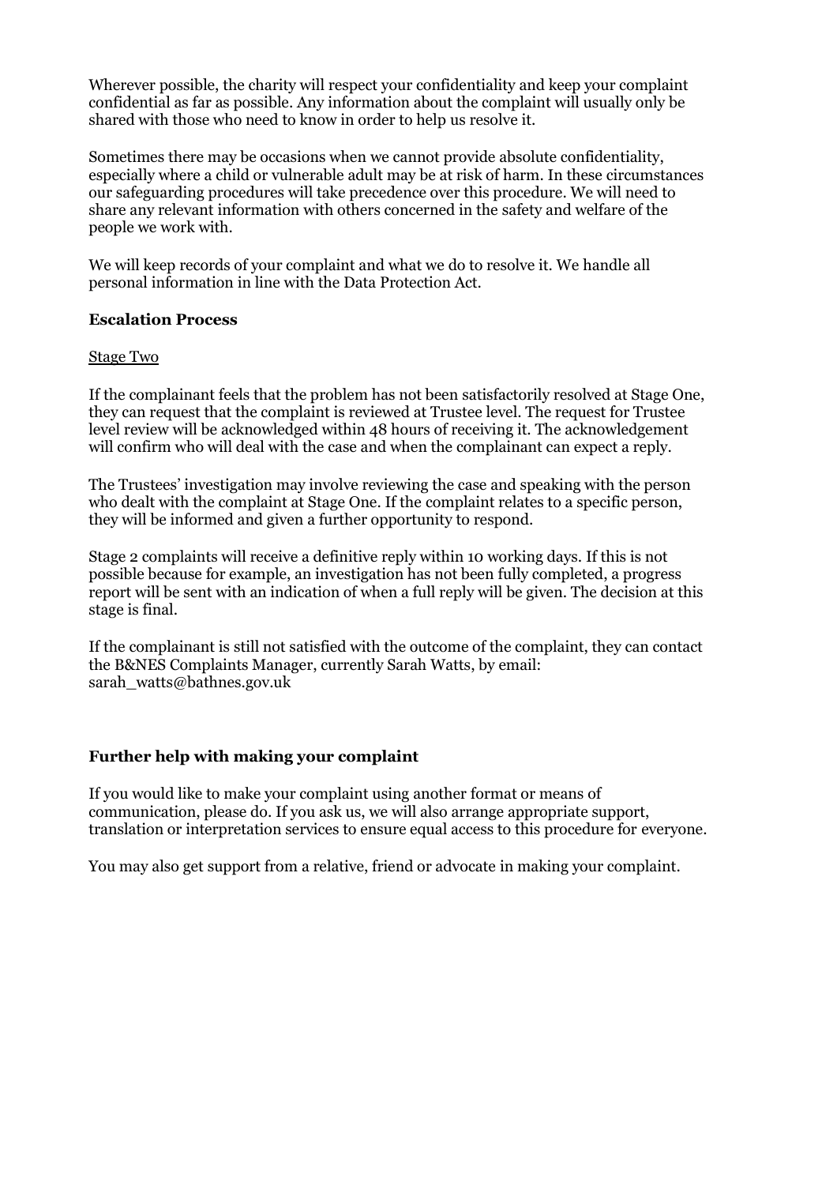Wherever possible, the charity will respect your confidentiality and keep your complaint confidential as far as possible. Any information about the complaint will usually only be shared with those who need to know in order to help us resolve it.

Sometimes there may be occasions when we cannot provide absolute confidentiality, especially where a child or vulnerable adult may be at risk of harm. In these circumstances our safeguarding procedures will take precedence over this procedure. We will need to share any relevant information with others concerned in the safety and welfare of the people we work with.

We will keep records of your complaint and what we do to resolve it. We handle all personal information in line with the Data Protection Act.

### Escalation Process

Stage Two

If the complainant feels that the problem has not been satisfactorily resolved at Stage One, they can request that the complaint is reviewed at Trustee level. The request for Trustee level review will be acknowledged within 48 hours of receiving it. The acknowledgement will confirm who will deal with the case and when the complainant can expect a reply.

The Trustees' investigation may involve reviewing the case and speaking with the person who dealt with the complaint at Stage One. If the complaint relates to a specific person, they will be informed and given a further opportunity to respond.

Stage 2 complaints will receive a definitive reply within 10 working days. If this is not possible because for example, an investigation has not been fully completed, a progress report will be sent with an indication of when a full reply will be given. The decision at this stage is final.

If the complainant is still not satisfied with the outcome of the complaint, they can contact the B&NES Complaints Manager, currently Sarah Watts, by email: sarah_watts@bathnes.gov.uk

### Further help with making your complaint

If you would like to make your complaint using another format or means of communication, please do. If you ask us, we will also arrange appropriate support, translation or interpretation services to ensure equal access to this procedure for everyone.

You may also get support from a relative, friend or advocate in making your complaint.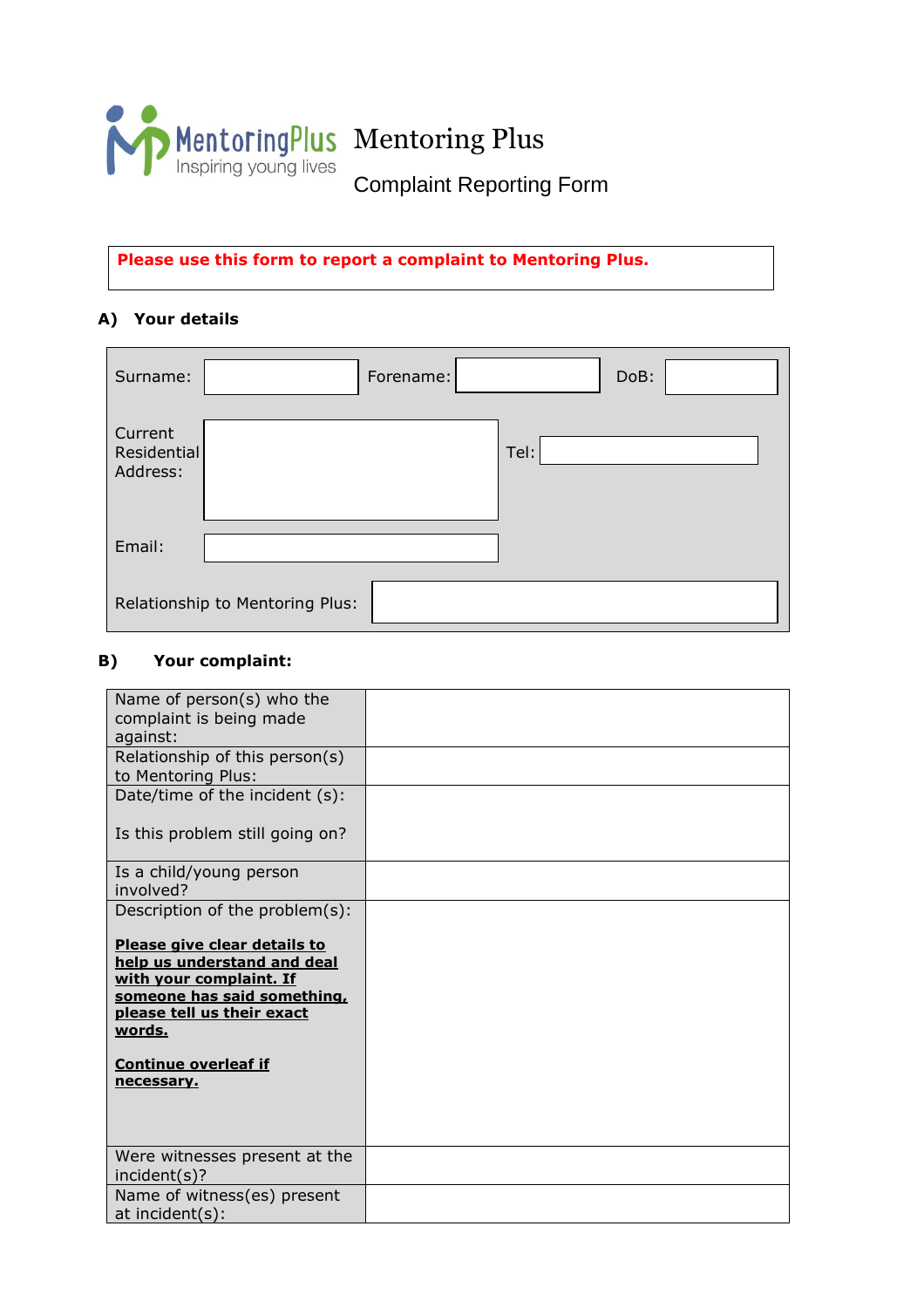MentoringPlus
Inspiring young lives

# Mentoring Plus

## Complaint Reporting Form

**Please use this form to report a complaint to Mentoring Plus.**

### A) Your details

| | | | | | |
|---|---|---|---|---|---|
| Surname: | | Forename: | | DoB: | |
| Current Residential Address: | | Tel: | | | |
| Email: | | | | | |
| Relationship to Mentoring Plus: | | | | | |

### B) Your complaint:

| | |
|---|---|
| Name of person(s) who the complaint is being made against: | |
| Relationship of this person(s) to Mentoring Plus: | |
| Date/time of the incident (s):<br><br>Is this problem still going on? | |
| Is a child/young person involved? | |
| Description of the problem(s):<br><br>**Please give clear details to help us understand and deal with your complaint. If someone has said something, please tell us their exact words.**<br><br>**Continue overleaf if necessary.** | |
| Were witnesses present at the incident(s)? | |
| Name of witness(es) present at incident(s): | |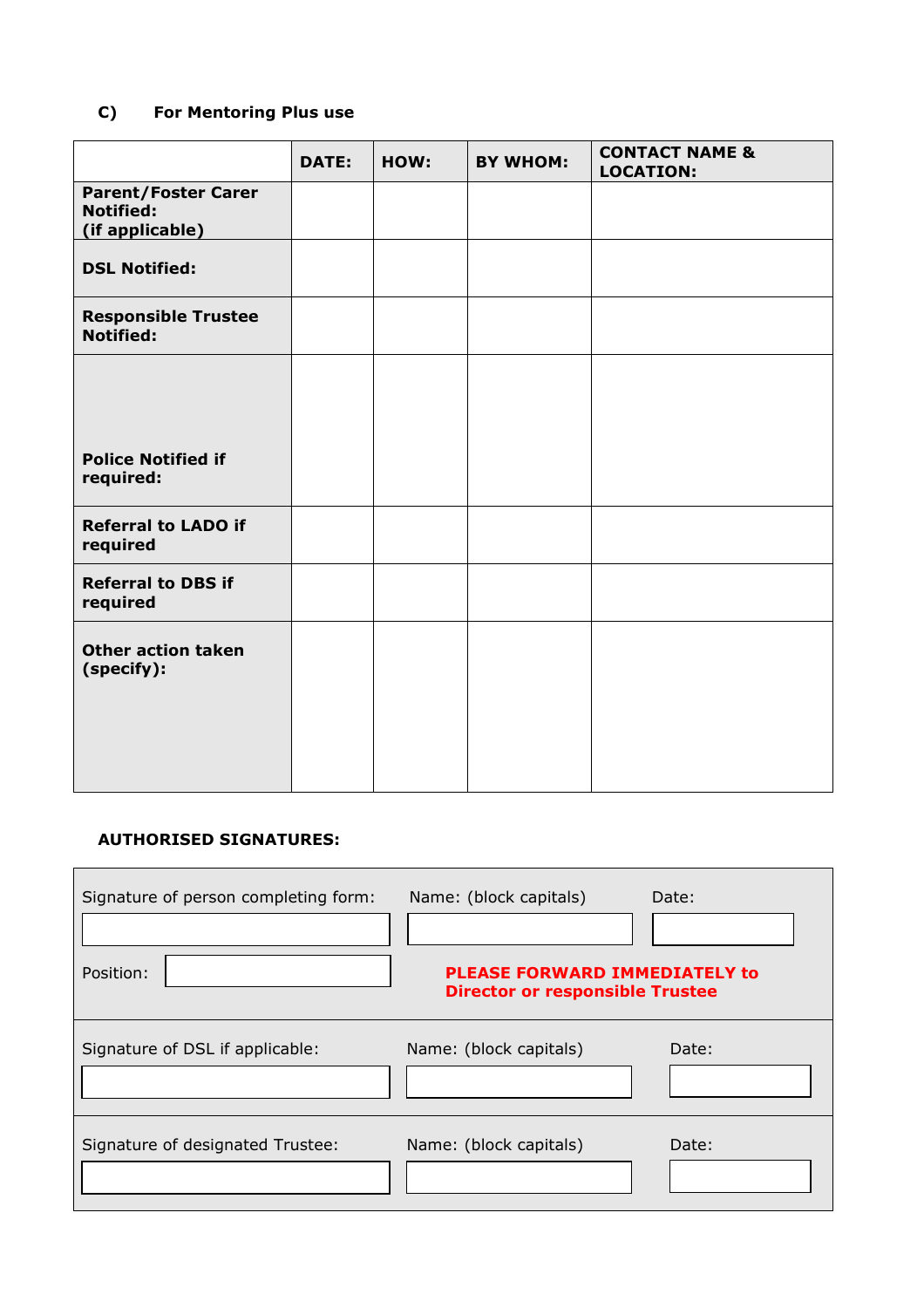### C) For Mentoring Plus use

| | DATE: | HOW: | BY WHOM: | CONTACT NAME & LOCATION: |
|---|---|---|---|---|
| **Parent/Foster Carer Notified: (if applicable)** | | | | |
| **DSL Notified:** | | | | |
| **Responsible Trustee Notified:** | | | | |
| **Police Notified if required:** | | | | |
| **Referral to LADO if required** | | | | |
| **Referral to DBS if required** | | | | |
| **Other action taken (specify):** | | | | |

**AUTHORISED SIGNATURES:**

| | | |
|---|---|---|
| Signature of person completing form: | Name: (block capitals) | Date: |
| | | |
| Position: | **PLEASE FORWARD IMMEDIATELY to Director or responsible Trustee** | |
| Signature of DSL if applicable: | Name: (block capitals) | Date: |
| | | |
| Signature of designated Trustee: | Name: (block capitals) | Date: |
| | | |